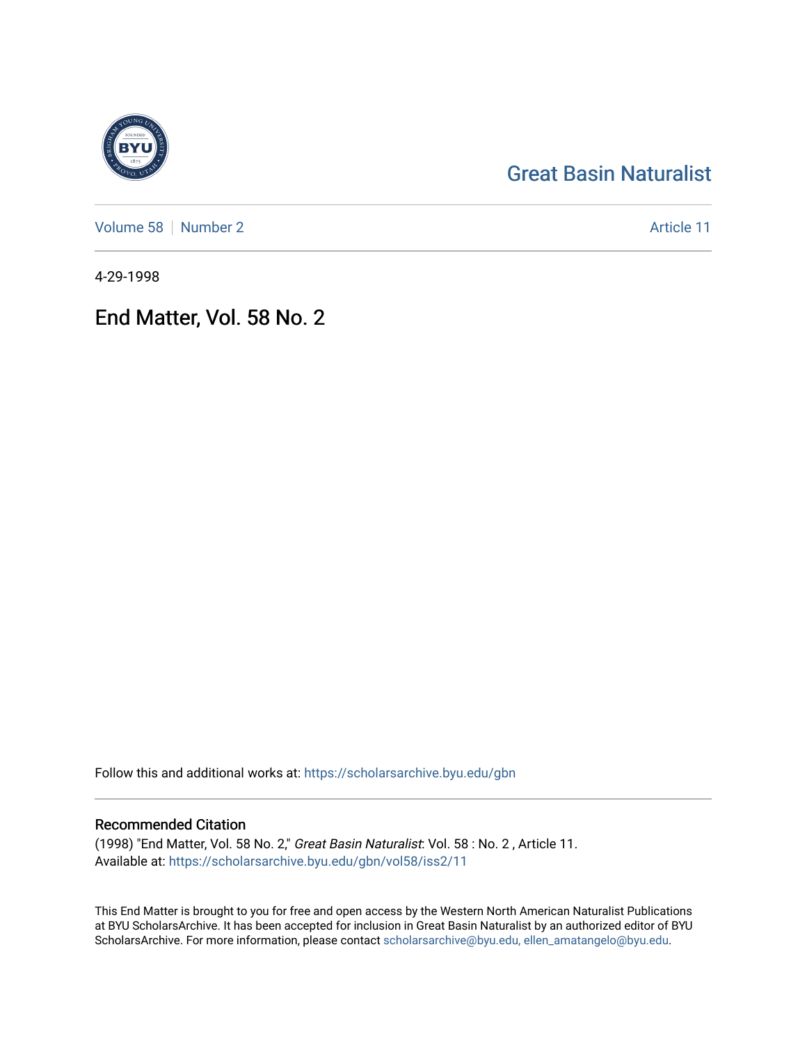Great Basin Naturalist

Volume 58 | Number 2 Article 11

4-29-1998

# End Matter, Vol. 58 No. 2

Follow this and additional works at: https://scholarsarchive.byu.edu/gbn

## Recommended Citation

(1998) "End Matter, Vol. 58 No. 2," *Great Basin Naturalist*: Vol. 58 : No. 2 , Article 11.
Available at: https://scholarsarchive.byu.edu/gbn/vol58/iss2/11

This End Matter is brought to you for free and open access by the Western North American Naturalist Publications at BYU ScholarsArchive. It has been accepted for inclusion in Great Basin Naturalist by an authorized editor of BYU ScholarsArchive. For more information, please contact scholarsarchive@byu.edu, ellen_amatangelo@byu.edu.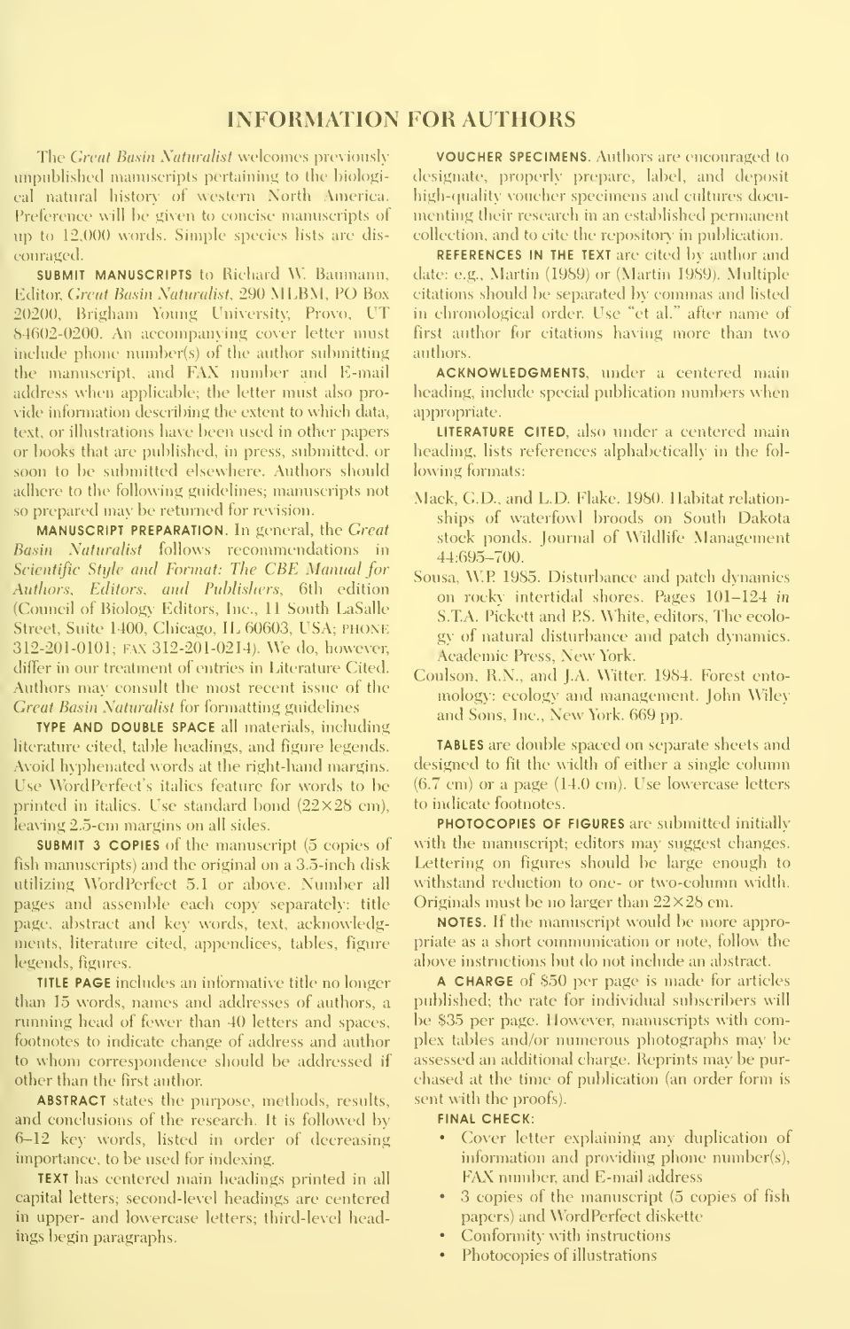# INFORMATION FOR AUTHORS

The *Great Basin Naturalist* welcomes previously unpublished manuscripts pertaining to the biological natural history of western North America. Preference will be given to concise manuscripts of up to 12,000 words. Simple species lists are discouraged.

**SUBMIT MANUSCRIPTS** to Richard W. Baumann, Editor, *Great Basin Naturalist*, 290 MLBM, PO Box 20200, Brigham Young University, Provo, UT 84602-0200. An accompanying cover letter must include phone number(s) of the author submitting the manuscript, and FAX number and E-mail address when applicable; the letter must also provide information describing the extent to which data, text, or illustrations have been used in other papers or books that are published, in press, submitted, or soon to be submitted elsewhere. Authors should adhere to the following guidelines; manuscripts not so prepared may be returned for revision.

**MANUSCRIPT PREPARATION.** In general, the *Great Basin Naturalist* follows recommendations in *Scientific Style and Format: The CBE Manual for Authors, Editors, and Publishers*, 6th edition (Council of Biology Editors, Inc., 11 South LaSalle Street, Suite 1400, Chicago, IL 60603, USA; PHONE 312-201-0101; FAX 312-201-0214). We do, however, differ in our treatment of entries in Literature Cited. Authors may consult the most recent issue of the *Great Basin Naturalist* for formatting guidelines

**TYPE AND DOUBLE SPACE** all materials, including literature cited, table headings, and figure legends. Avoid hyphenated words at the right-hand margins. Use WordPerfect's italics feature for words to be printed in italics. Use standard bond (22×28 cm), leaving 2.5-cm margins on all sides.

**SUBMIT 3 COPIES** of the manuscript (5 copies of fish manuscripts) and the original on a 3.5-inch disk utilizing WordPerfect 5.1 or above. Number all pages and assemble each copy separately: title page, abstract and key words, text, acknowledgments, literature cited, appendices, tables, figure legends, figures.

**TITLE PAGE** includes an informative title no longer than 15 words, names and addresses of authors, a running head of fewer than 40 letters and spaces, footnotes to indicate change of address and author to whom correspondence should be addressed if other than the first author.

**ABSTRACT** states the purpose, methods, results, and conclusions of the research. It is followed by 6–12 key words, listed in order of decreasing importance, to be used for indexing.

**TEXT** has centered main headings printed in all capital letters; second-level headings are centered in upper- and lowercase letters; third-level headings begin paragraphs.

**VOUCHER SPECIMENS.** Authors are encouraged to designate, properly prepare, label, and deposit high-quality voucher specimens and cultures documenting their research in an established permanent collection, and to cite the repository in publication.

**REFERENCES IN THE TEXT** are cited by author and date: e.g., Martin (1989) or (Martin 1989). Multiple citations should be separated by commas and listed in chronological order. Use "et al." after name of first author for citations having more than two authors.

**ACKNOWLEDGMENTS**, under a centered main heading, include special publication numbers when appropriate.

**LITERATURE CITED**, also under a centered main heading, lists references alphabetically in the following formats:

Mack, G.D., and L.D. Flake. 1980. Habitat relationships of waterfowl broods on South Dakota stock ponds. Journal of Wildlife Management 44:695–700.

Sousa, W.P. 1985. Disturbance and patch dynamics on rocky intertidal shores. Pages 101–124 *in* S.T.A. Pickett and P.S. White, editors, The ecology of natural disturbance and patch dynamics. Academic Press, New York.

Coulson, R.N., and J.A. Witter. 1984. Forest entomology: ecology and management. John Wiley and Sons, Inc., New York. 669 pp.

**TABLES** are double spaced on separate sheets and designed to fit the width of either a single column (6.7 cm) or a page (14.0 cm). Use lowercase letters to indicate footnotes.

**PHOTOCOPIES OF FIGURES** are submitted initially with the manuscript; editors may suggest changes. Lettering on figures should be large enough to withstand reduction to one- or two-column width. Originals must be no larger than 22×28 cm.

**NOTES.** If the manuscript would be more appropriate as a short communication or note, follow the above instructions but do not include an abstract.

**A CHARGE** of $50 per page is made for articles published; the rate for individual subscribers will be $35 per page. However, manuscripts with complex tables and/or numerous photographs may be assessed an additional charge. Reprints may be purchased at the time of publication (an order form is sent with the proofs).

**FINAL CHECK:**

- Cover letter explaining any duplication of information and providing phone number(s), FAX number, and E-mail address
- 3 copies of the manuscript (5 copies of fish papers) and WordPerfect diskette
- Conformity with instructions
- Photocopies of illustrations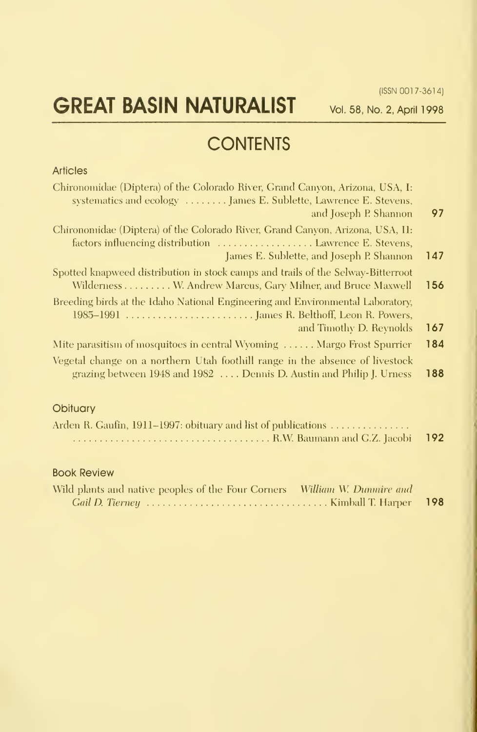(ISSN 0017-3614)

# GREAT BASIN NATURALIST

Vol. 58, No. 2, April 1998

## CONTENTS

### Articles

Chironomidae (Diptera) of the Colorado River, Grand Canyon, Arizona, USA, I: systematics and ecology ........ James E. Sublette, Lawrence E. Stevens, and Joseph P. Shannon **97**

Chironomidae (Diptera) of the Colorado River, Grand Canyon, Arizona, USA, II: factors influencing distribution .................. Lawrence E. Stevens, James E. Sublette, and Joseph P. Shannon **147**

Spotted knapweed distribution in stock camps and trails of the Selway-Bitterroot Wilderness ......... W. Andrew Marcus, Gary Milner, and Bruce Maxwell **156**

Breeding birds at the Idaho National Engineering and Environmental Laboratory, 1985–1991 ........................ James R. Belthoff, Leon R. Powers, and Timothy D. Reynolds **167**

Mite parasitism of mosquitoes in central Wyoming ...... Margo Frost Spurrier **184**

Vegetal change on a northern Utah foothill range in the absence of livestock grazing between 1948 and 1982 .... Dennis D. Austin and Philip J. Urness **188**

### Obituary

Arden R. Gaufin, 1911–1997: obituary and list of publications ............... ....................................... R.W. Baumann and G.Z. Jacobi **192**

### Book Review

Wild plants and native peoples of the Four Corners *William W. Dunmire and Gail D. Tierney* .................................. Kimball T. Harper **198**